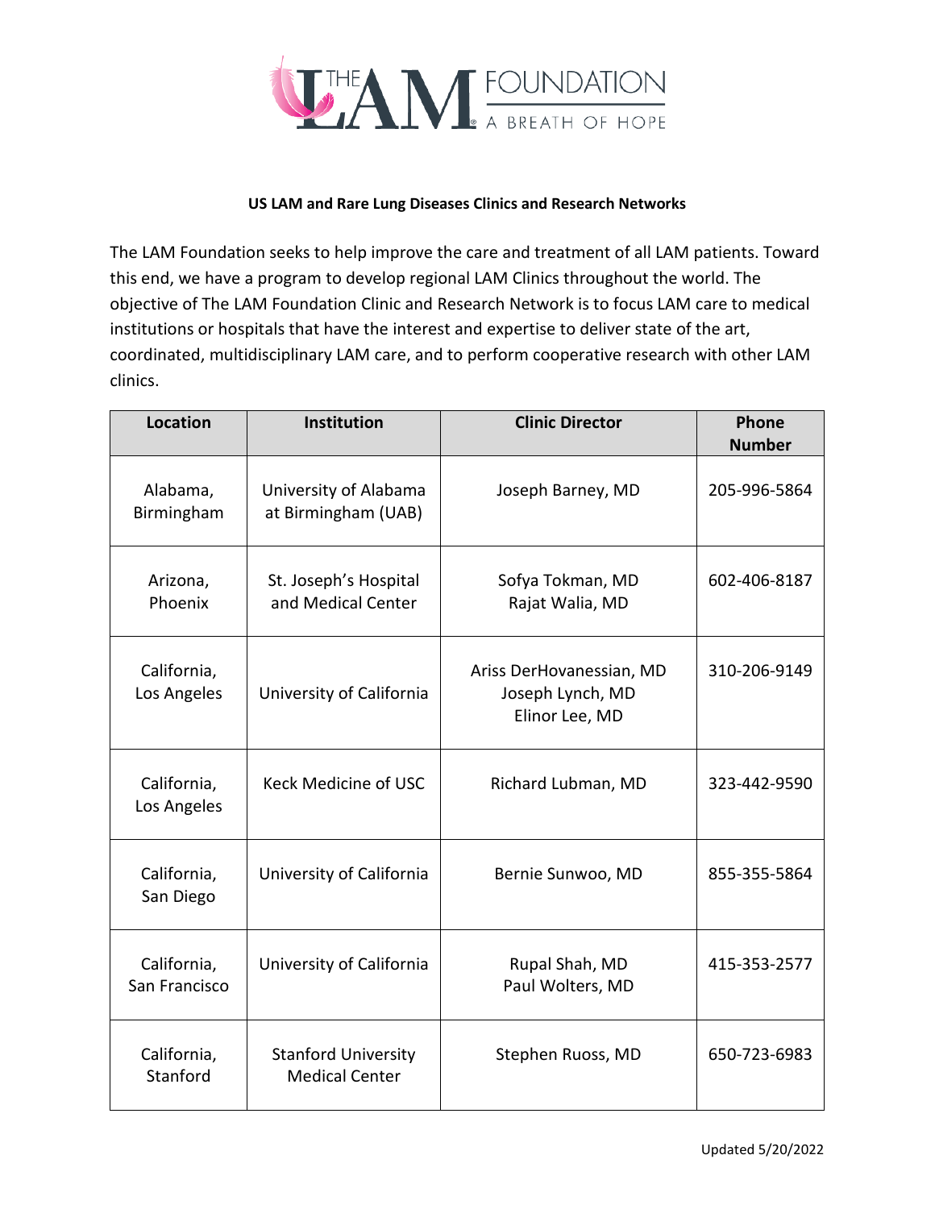THE LAM FOUNDATION
A BREATH OF HOPE

**US LAM and Rare Lung Diseases Clinics and Research Networks**

The LAM Foundation seeks to help improve the care and treatment of all LAM patients. Toward this end, we have a program to develop regional LAM Clinics throughout the world. The objective of The LAM Foundation Clinic and Research Network is to focus LAM care to medical institutions or hospitals that have the interest and expertise to deliver state of the art, coordinated, multidisciplinary LAM care, and to perform cooperative research with other LAM clinics.

| Location | Institution | Clinic Director | Phone Number |
|---|---|---|---|
| Alabama, Birmingham | University of Alabama at Birmingham (UAB) | Joseph Barney, MD | 205-996-5864 |
| Arizona, Phoenix | St. Joseph's Hospital and Medical Center | Sofya Tokman, MD<br>Rajat Walia, MD | 602-406-8187 |
| California, Los Angeles | University of California | Ariss DerHovanessian, MD<br>Joseph Lynch, MD<br>Elinor Lee, MD | 310-206-9149 |
| California, Los Angeles | Keck Medicine of USC | Richard Lubman, MD | 323-442-9590 |
| California, San Diego | University of California | Bernie Sunwoo, MD | 855-355-5864 |
| California, San Francisco | University of California | Rupal Shah, MD<br>Paul Wolters, MD | 415-353-2577 |
| California, Stanford | Stanford University Medical Center | Stephen Ruoss, MD | 650-723-6983 |

Updated 5/20/2022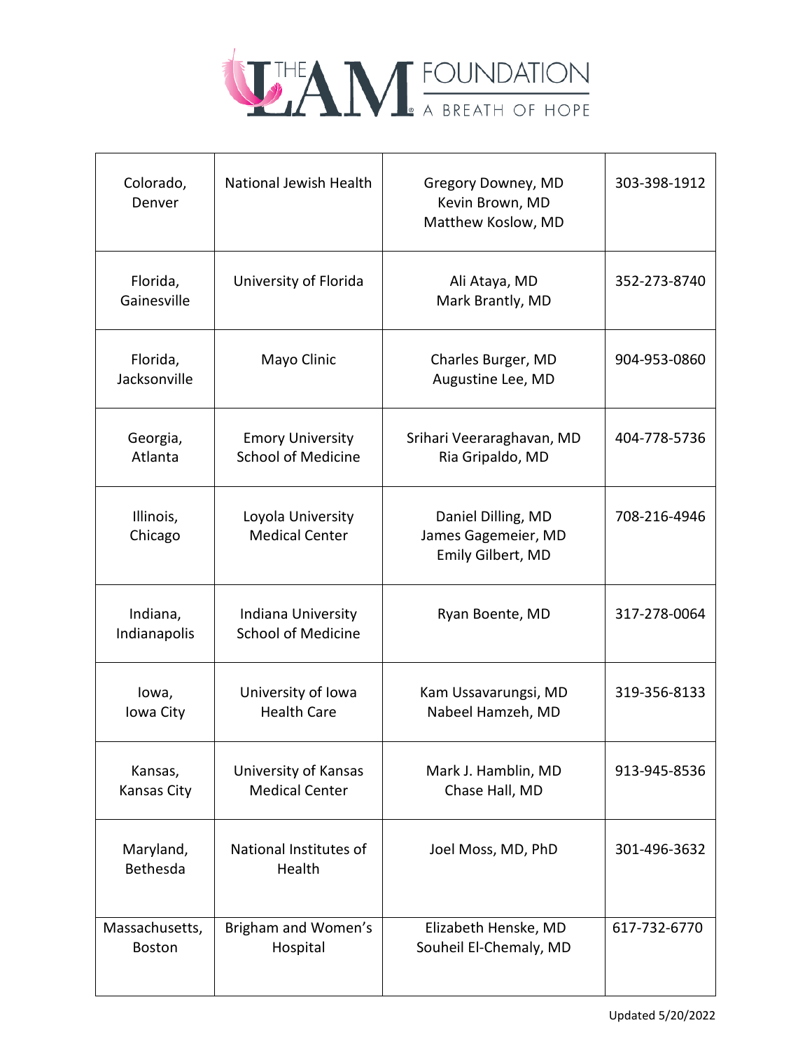| | | | |
|---|---|---|---|
| Colorado, Denver | National Jewish Health | Gregory Downey, MD<br>Kevin Brown, MD<br>Matthew Koslow, MD | 303-398-1912 |
| Florida, Gainesville | University of Florida | Ali Ataya, MD<br>Mark Brantly, MD | 352-273-8740 |
| Florida, Jacksonville | Mayo Clinic | Charles Burger, MD<br>Augustine Lee, MD | 904-953-0860 |
| Georgia, Atlanta | Emory University School of Medicine | Srihari Veeraraghavan, MD<br>Ria Gripaldo, MD | 404-778-5736 |
| Illinois, Chicago | Loyola University Medical Center | Daniel Dilling, MD<br>James Gagemeier, MD<br>Emily Gilbert, MD | 708-216-4946 |
| Indiana, Indianapolis | Indiana University School of Medicine | Ryan Boente, MD | 317-278-0064 |
| Iowa, Iowa City | University of Iowa Health Care | Kam Ussavarungsi, MD<br>Nabeel Hamzeh, MD | 319-356-8133 |
| Kansas, Kansas City | University of Kansas Medical Center | Mark J. Hamblin, MD<br>Chase Hall, MD | 913-945-8536 |
| Maryland, Bethesda | National Institutes of Health | Joel Moss, MD, PhD | 301-496-3632 |
| Massachusetts, Boston | Brigham and Women's Hospital | Elizabeth Henske, MD<br>Souheil El-Chemaly, MD | 617-732-6770 |

Updated 5/20/2022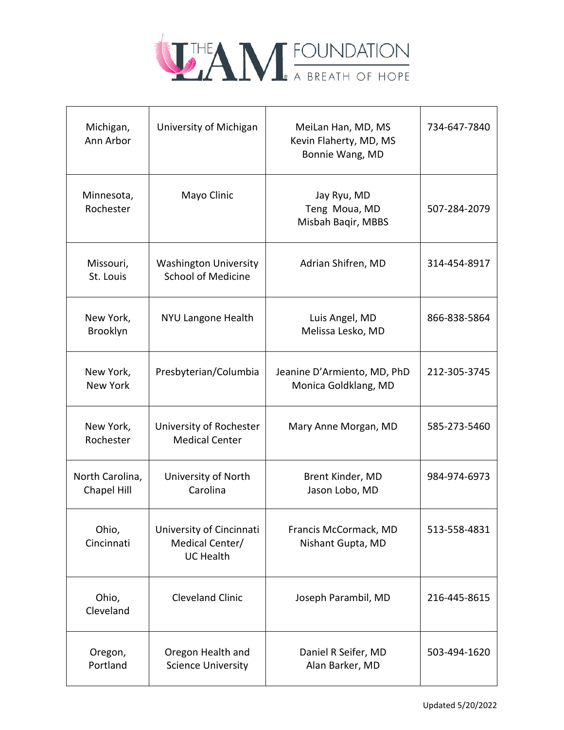| Michigan, Ann Arbor | University of Michigan | MeiLan Han, MD, MS<br>Kevin Flaherty, MD, MS<br>Bonnie Wang, MD | 734-647-7840 |
|---|---|---|---|
| Minnesota, Rochester | Mayo Clinic | Jay Ryu, MD<br>Teng Moua, MD<br>Misbah Baqir, MBBS | 507-284-2079 |
| Missouri, St. Louis | Washington University School of Medicine | Adrian Shifren, MD | 314-454-8917 |
| New York, Brooklyn | NYU Langone Health | Luis Angel, MD<br>Melissa Lesko, MD | 866-838-5864 |
| New York, New York | Presbyterian/Columbia | Jeanine D'Armiento, MD, PhD<br>Monica Goldklang, MD | 212-305-3745 |
| New York, Rochester | University of Rochester Medical Center | Mary Anne Morgan, MD | 585-273-5460 |
| North Carolina, Chapel Hill | University of North Carolina | Brent Kinder, MD<br>Jason Lobo, MD | 984-974-6973 |
| Ohio, Cincinnati | University of Cincinnati Medical Center/ UC Health | Francis McCormack, MD<br>Nishant Gupta, MD | 513-558-4831 |
| Ohio, Cleveland | Cleveland Clinic | Joseph Parambil, MD | 216-445-8615 |
| Oregon, Portland | Oregon Health and Science University | Daniel R Seifer, MD<br>Alan Barker, MD | 503-494-1620 |

Updated 5/20/2022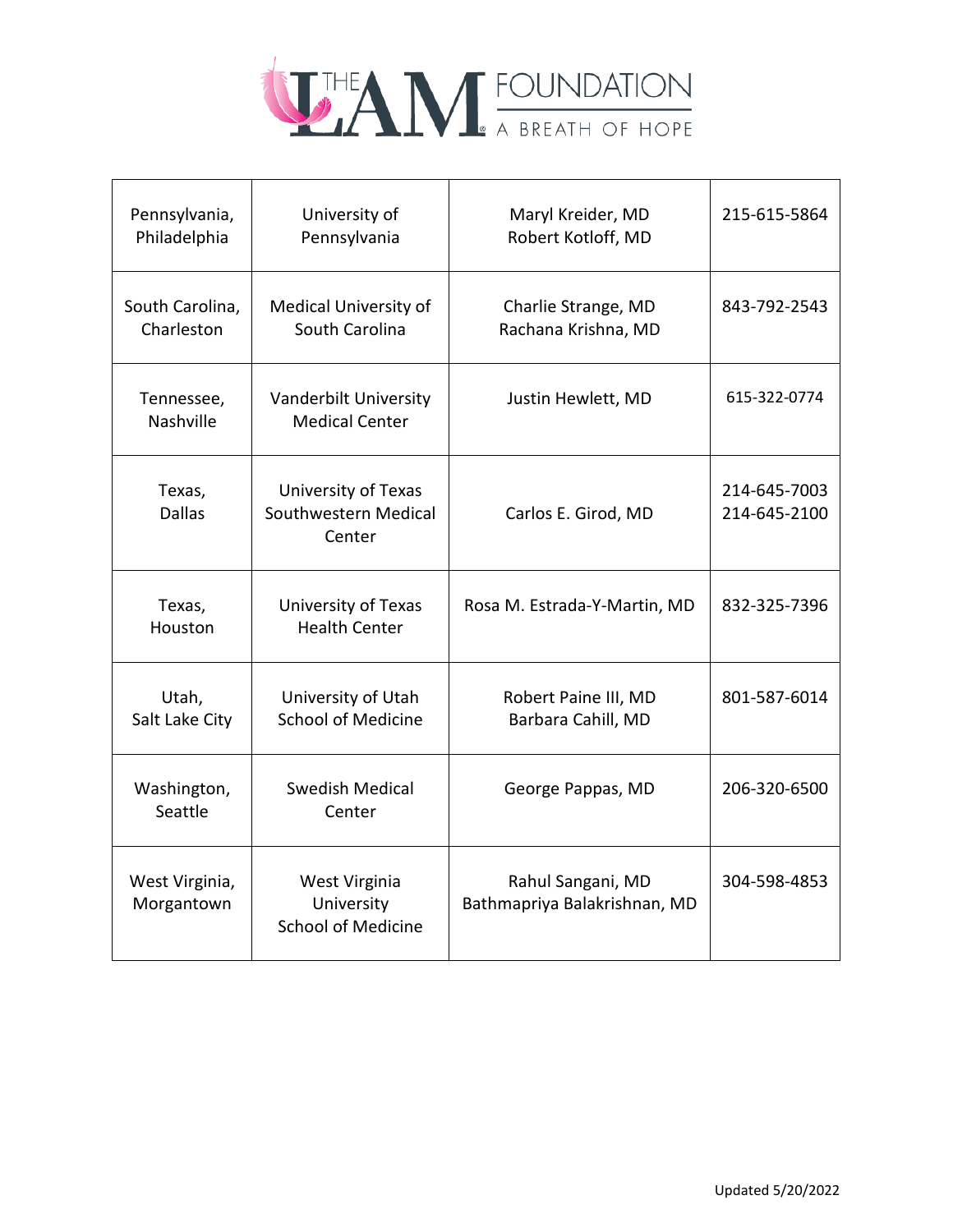| | | | |
|---|---|---|---|
| Pennsylvania, Philadelphia | University of Pennsylvania | Maryl Kreider, MD<br>Robert Kotloff, MD | 215-615-5864 |
| South Carolina, Charleston | Medical University of South Carolina | Charlie Strange, MD<br>Rachana Krishna, MD | 843-792-2543 |
| Tennessee, Nashville | Vanderbilt University Medical Center | Justin Hewlett, MD | 615-322-0774 |
| Texas, Dallas | University of Texas Southwestern Medical Center | Carlos E. Girod, MD | 214-645-7003<br>214-645-2100 |
| Texas, Houston | University of Texas Health Center | Rosa M. Estrada-Y-Martin, MD | 832-325-7396 |
| Utah, Salt Lake City | University of Utah School of Medicine | Robert Paine III, MD<br>Barbara Cahill, MD | 801-587-6014 |
| Washington, Seattle | Swedish Medical Center | George Pappas, MD | 206-320-6500 |
| West Virginia, Morgantown | West Virginia University School of Medicine | Rahul Sangani, MD<br>Bathmapriya Balakrishnan, MD | 304-598-4853 |

Updated 5/20/2022